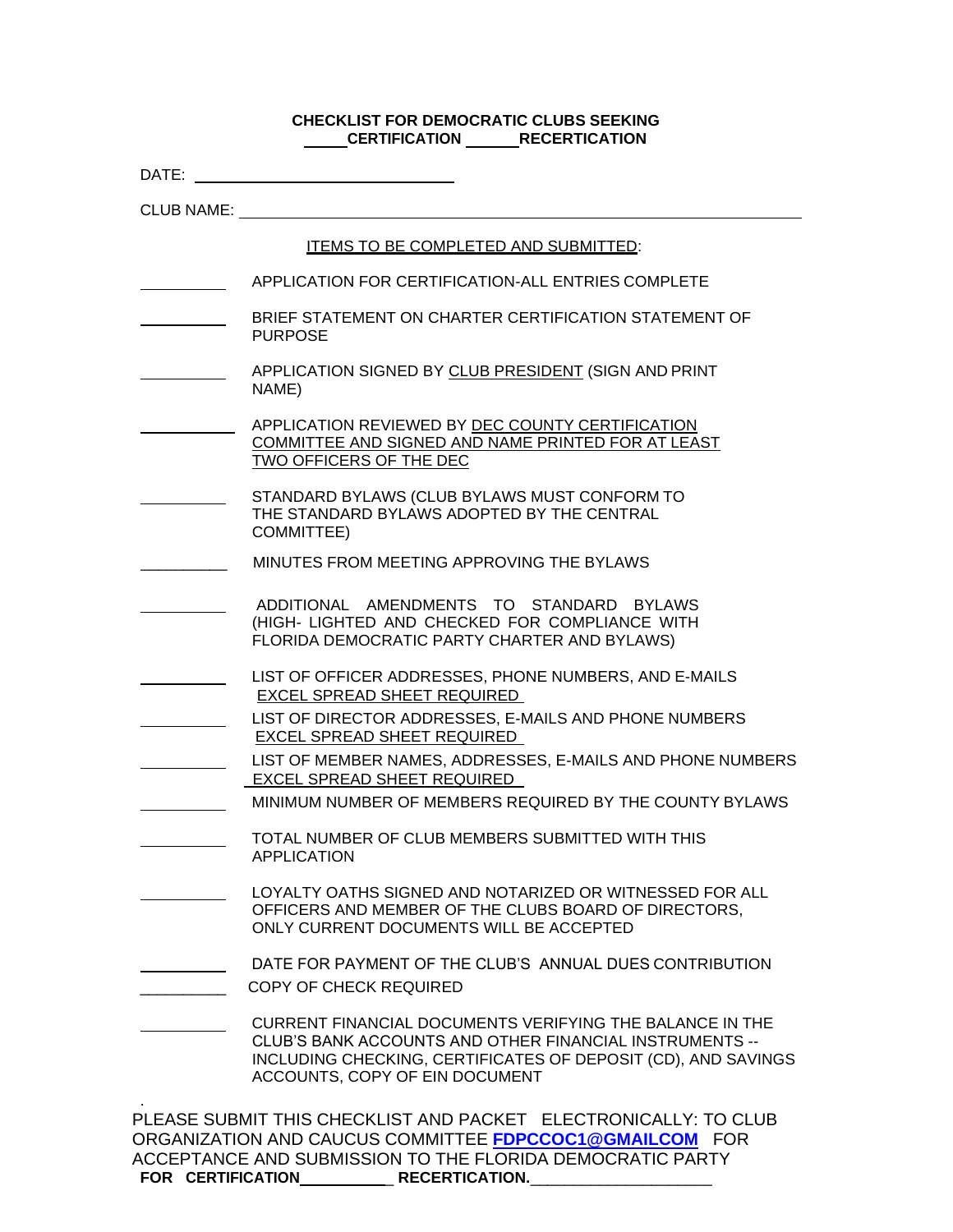**CHECKLIST FOR DEMOCRATIC CLUBS SEEKING**
**_____ CERTIFICATION ______ RECERTICATION**

DATE: ______________________________

CLUB NAME: ______________________________________________________________

ITEMS TO BE COMPLETED AND SUBMITTED:

__________ APPLICATION FOR CERTIFICATION-ALL ENTRIES COMPLETE

__________ BRIEF STATEMENT ON CHARTER CERTIFICATION STATEMENT OF PURPOSE

__________ APPLICATION SIGNED BY CLUB PRESIDENT (SIGN AND PRINT NAME)

__________ APPLICATION REVIEWED BY DEC COUNTY CERTIFICATION COMMITTEE AND SIGNED AND NAME PRINTED FOR AT LEAST TWO OFFICERS OF THE DEC

__________ STANDARD BYLAWS (CLUB BYLAWS MUST CONFORM TO THE STANDARD BYLAWS ADOPTED BY THE CENTRAL COMMITTEE)

__________ MINUTES FROM MEETING APPROVING THE BYLAWS

__________ ADDITIONAL AMENDMENTS TO STANDARD BYLAWS (HIGH- LIGHTED AND CHECKED FOR COMPLIANCE WITH FLORIDA DEMOCRATIC PARTY CHARTER AND BYLAWS)

__________ LIST OF OFFICER ADDRESSES, PHONE NUMBERS, AND E-MAILS EXCEL SPREAD SHEET REQUIRED

__________ LIST OF DIRECTOR ADDRESSES, E-MAILS AND PHONE NUMBERS EXCEL SPREAD SHEET REQUIRED

__________ LIST OF MEMBER NAMES, ADDRESSES, E-MAILS AND PHONE NUMBERS EXCEL SPREAD SHEET REQUIRED

__________ MINIMUM NUMBER OF MEMBERS REQUIRED BY THE COUNTY BYLAWS

__________ TOTAL NUMBER OF CLUB MEMBERS SUBMITTED WITH THIS APPLICATION

__________ LOYALTY OATHS SIGNED AND NOTARIZED OR WITNESSED FOR ALL OFFICERS AND MEMBER OF THE CLUBS BOARD OF DIRECTORS, ONLY CURRENT DOCUMENTS WILL BE ACCEPTED

__________ DATE FOR PAYMENT OF THE CLUB'S ANNUAL DUES CONTRIBUTION

__________ COPY OF CHECK REQUIRED

__________ CURRENT FINANCIAL DOCUMENTS VERIFYING THE BALANCE IN THE CLUB'S BANK ACCOUNTS AND OTHER FINANCIAL INSTRUMENTS -- INCLUDING CHECKING, CERTIFICATES OF DEPOSIT (CD), AND SAVINGS ACCOUNTS, COPY OF EIN DOCUMENT

PLEASE SUBMIT THIS CHECKLIST AND PACKET ELECTRONICALLY: TO CLUB ORGANIZATION AND CAUCUS COMMITTEE **FDPCCOC1@GMAILCOM** FOR ACCEPTANCE AND SUBMISSION TO THE FLORIDA DEMOCRATIC PARTY

**FOR CERTIFICATION___________ RECERTICATION.**_____________________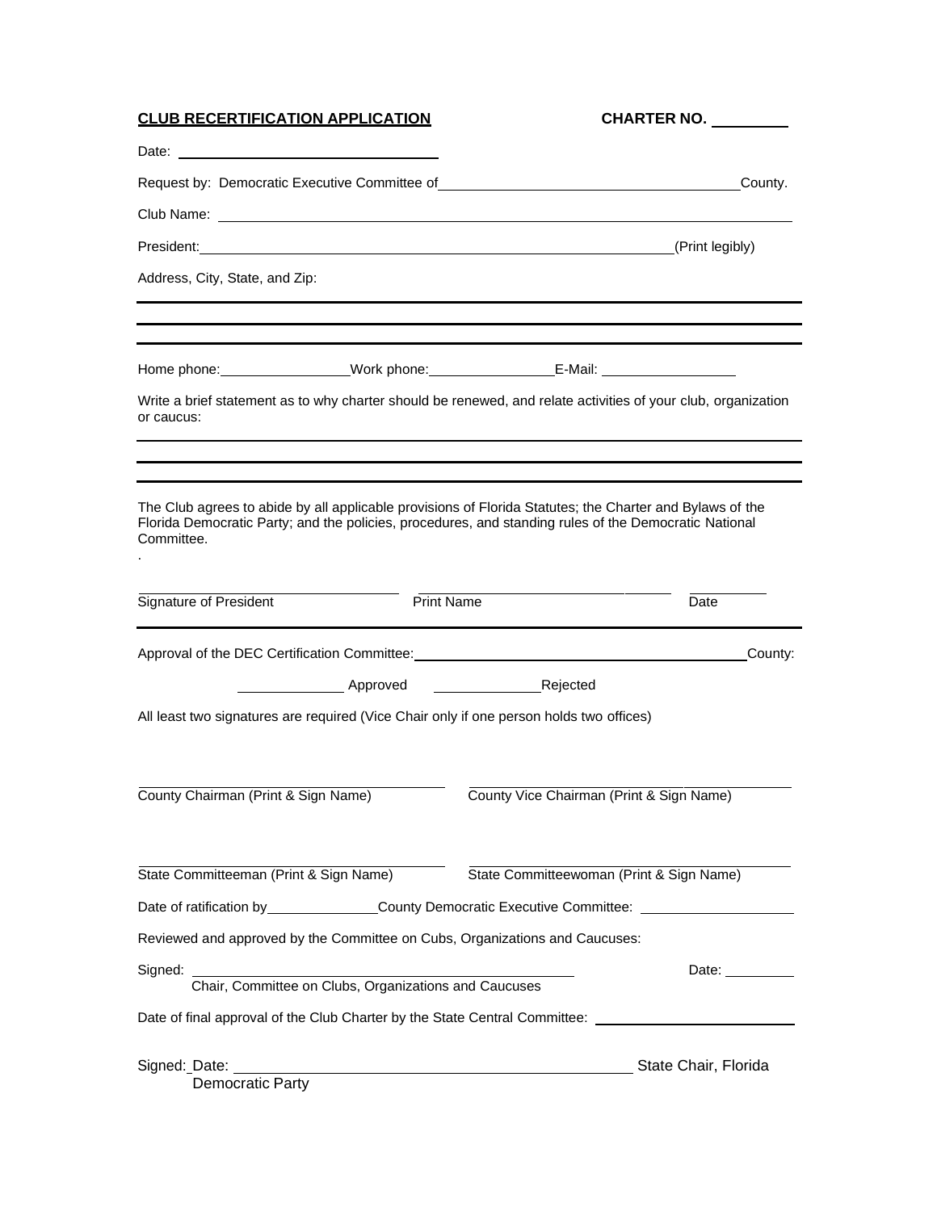**CLUB RECERTIFICATION APPLICATION** **CHARTER NO. \_\_\_\_\_\_\_\_\_**

Date: \_\_\_\_\_\_\_\_\_\_\_\_\_\_\_\_\_\_\_\_\_\_\_\_\_\_\_\_\_\_\_\_

Request by: Democratic Executive Committee of\_\_\_\_\_\_\_\_\_\_\_\_\_\_\_\_\_\_\_\_\_\_\_\_\_\_\_\_\_\_\_\_\_\_\_\_County.

Club Name: \_\_\_\_\_\_\_\_\_\_\_\_\_\_\_\_\_\_\_\_\_\_\_\_\_\_\_\_\_\_\_\_\_\_\_\_\_\_\_\_\_\_\_\_\_\_\_\_\_\_\_\_\_\_\_\_\_\_\_\_\_\_\_\_

President:\_\_\_\_\_\_\_\_\_\_\_\_\_\_\_\_\_\_\_\_\_\_\_\_\_\_\_\_\_\_\_\_\_\_\_\_\_\_\_\_\_\_\_\_\_\_\_\_\_\_\_\_\_\_\_\_(Print legibly)

Address, City, State, and Zip:

\_\_\_\_\_\_\_\_\_\_\_\_\_\_\_\_\_\_\_\_\_\_\_\_\_\_\_\_\_\_\_\_\_\_\_\_\_\_\_\_\_\_\_\_\_\_\_\_\_\_\_\_\_\_\_\_\_\_\_\_\_\_\_\_\_\_\_\_\_\_\_\_

\_\_\_\_\_\_\_\_\_\_\_\_\_\_\_\_\_\_\_\_\_\_\_\_\_\_\_\_\_\_\_\_\_\_\_\_\_\_\_\_\_\_\_\_\_\_\_\_\_\_\_\_\_\_\_\_\_\_\_\_\_\_\_\_\_\_\_\_\_\_\_\_

Home phone:\_\_\_\_\_\_\_\_\_\_\_\_\_\_\_\_Work phone:\_\_\_\_\_\_\_\_\_\_\_\_\_\_\_\_E-Mail: \_\_\_\_\_\_\_\_\_\_\_\_\_\_\_\_

Write a brief statement as to why charter should be renewed, and relate activities of your club, organization or caucus:

\_\_\_\_\_\_\_\_\_\_\_\_\_\_\_\_\_\_\_\_\_\_\_\_\_\_\_\_\_\_\_\_\_\_\_\_\_\_\_\_\_\_\_\_\_\_\_\_\_\_\_\_\_\_\_\_\_\_\_\_\_\_\_\_\_\_\_\_\_\_\_\_

\_\_\_\_\_\_\_\_\_\_\_\_\_\_\_\_\_\_\_\_\_\_\_\_\_\_\_\_\_\_\_\_\_\_\_\_\_\_\_\_\_\_\_\_\_\_\_\_\_\_\_\_\_\_\_\_\_\_\_\_\_\_\_\_\_\_\_\_\_\_\_\_

The Club agrees to abide by all applicable provisions of Florida Statutes; the Charter and Bylaws of the Florida Democratic Party; and the policies, procedures, and standing rules of the Democratic National Committee.

.

\_\_\_\_\_\_\_\_\_\_\_\_\_\_\_\_\_\_\_\_\_\_\_\_\_\_ \_\_\_\_\_\_\_\_\_\_\_\_\_\_\_\_\_\_\_\_\_\_\_\_\_\_ \_\_\_\_\_\_\_\_\_\_
Signature of President Print Name Date

Approval of the DEC Certification Committee:\_\_\_\_\_\_\_\_\_\_\_\_\_\_\_\_\_\_\_\_\_\_\_\_\_\_\_\_\_\_\_\_\_\_\_\_County:

\_\_\_\_\_\_\_\_\_\_\_\_ Approved \_\_\_\_\_\_\_\_\_\_\_\_Rejected

All least two signatures are required (Vice Chair only if one person holds two offices)

\_\_\_\_\_\_\_\_\_\_\_\_\_\_\_\_\_\_\_\_\_\_\_\_\_\_\_\_\_\_ \_\_\_\_\_\_\_\_\_\_\_\_\_\_\_\_\_\_\_\_\_\_\_\_\_\_\_\_\_\_
County Chairman (Print & Sign Name) County Vice Chairman (Print & Sign Name)

\_\_\_\_\_\_\_\_\_\_\_\_\_\_\_\_\_\_\_\_\_\_\_\_\_\_\_\_\_\_ \_\_\_\_\_\_\_\_\_\_\_\_\_\_\_\_\_\_\_\_\_\_\_\_\_\_\_\_\_\_
State Committeeman (Print & Sign Name) State Committeewoman (Print & Sign Name)

Date of ratification by\_\_\_\_\_\_\_\_\_\_\_\_\_\_County Democratic Executive Committee: \_\_\_\_\_\_\_\_\_\_\_\_\_\_\_\_\_\_

Reviewed and approved by the Committee on Cubs, Organizations and Caucuses:

Signed: \_\_\_\_\_\_\_\_\_\_\_\_\_\_\_\_\_\_\_\_\_\_\_\_\_\_\_\_\_\_\_\_\_\_\_\_\_\_\_\_\_\_\_\_ Date: \_\_\_\_\_\_\_\_\_
Chair, Committee on Clubs, Organizations and Caucuses

Date of final approval of the Club Charter by the State Central Committee: \_\_\_\_\_\_\_\_\_\_\_\_\_\_\_\_\_\_\_\_\_\_\_

Signed: Date: \_\_\_\_\_\_\_\_\_\_\_\_\_\_\_\_\_\_\_\_\_\_\_\_\_\_\_\_\_\_\_\_\_\_\_\_\_\_\_\_\_\_\_\_ State Chair, Florida Democratic Party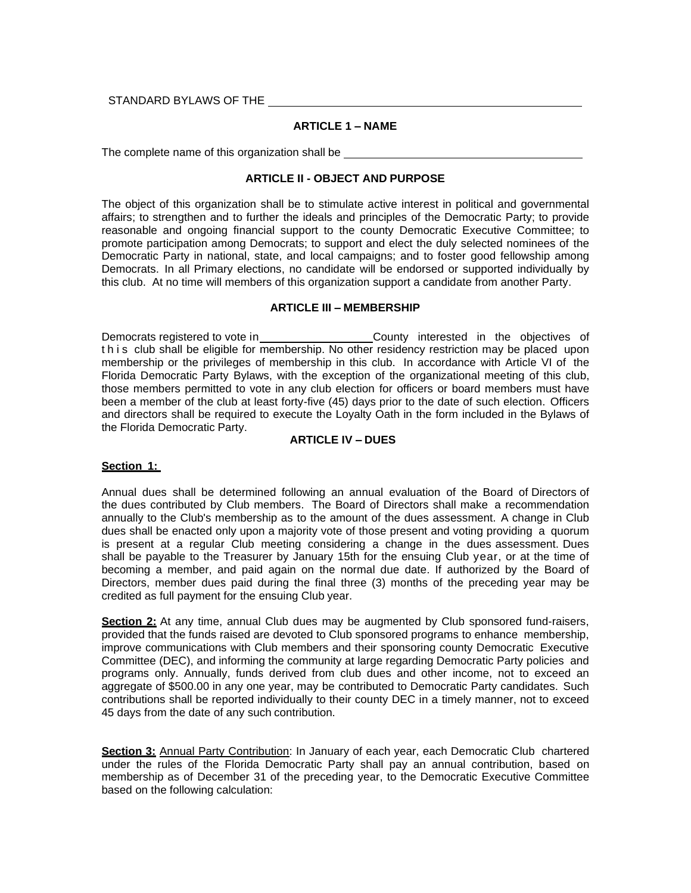STANDARD BYLAWS OF THE ______________________________

## ARTICLE 1 – NAME

The complete name of this organization shall be ______________________________

## ARTICLE II - OBJECT AND PURPOSE

The object of this organization shall be to stimulate active interest in political and governmental affairs; to strengthen and to further the ideals and principles of the Democratic Party; to provide reasonable and ongoing financial support to the county Democratic Executive Committee; to promote participation among Democrats; to support and elect the duly selected nominees of the Democratic Party in national, state, and local campaigns; and to foster good fellowship among Democrats. In all Primary elections, no candidate will be endorsed or supported individually by this club. At no time will members of this organization support a candidate from another Party.

## ARTICLE III – MEMBERSHIP

Democrats registered to vote in ______________ County interested in the objectives of this club shall be eligible for membership. No other residency restriction may be placed upon membership or the privileges of membership in this club. In accordance with Article VI of the Florida Democratic Party Bylaws, with the exception of the organizational meeting of this club, those members permitted to vote in any club election for officers or board members must have been a member of the club at least forty-five (45) days prior to the date of such election. Officers and directors shall be required to execute the Loyalty Oath in the form included in the Bylaws of the Florida Democratic Party.

## ARTICLE IV – DUES

**Section 1:**

Annual dues shall be determined following an annual evaluation of the Board of Directors of the dues contributed by Club members. The Board of Directors shall make a recommendation annually to the Club's membership as to the amount of the dues assessment. A change in Club dues shall be enacted only upon a majority vote of those present and voting providing a quorum is present at a regular Club meeting considering a change in the dues assessment. Dues shall be payable to the Treasurer by January 15th for the ensuing Club year, or at the time of becoming a member, and paid again on the normal due date. If authorized by the Board of Directors, member dues paid during the final three (3) months of the preceding year may be credited as full payment for the ensuing Club year.

**Section 2:** At any time, annual Club dues may be augmented by Club sponsored fund-raisers, provided that the funds raised are devoted to Club sponsored programs to enhance membership, improve communications with Club members and their sponsoring county Democratic Executive Committee (DEC), and informing the community at large regarding Democratic Party policies and programs only. Annually, funds derived from club dues and other income, not to exceed an aggregate of $500.00 in any one year, may be contributed to Democratic Party candidates. Such contributions shall be reported individually to their county DEC in a timely manner, not to exceed 45 days from the date of any such contribution.

**Section 3:** Annual Party Contribution: In January of each year, each Democratic Club chartered under the rules of the Florida Democratic Party shall pay an annual contribution, based on membership as of December 31 of the preceding year, to the Democratic Executive Committee based on the following calculation: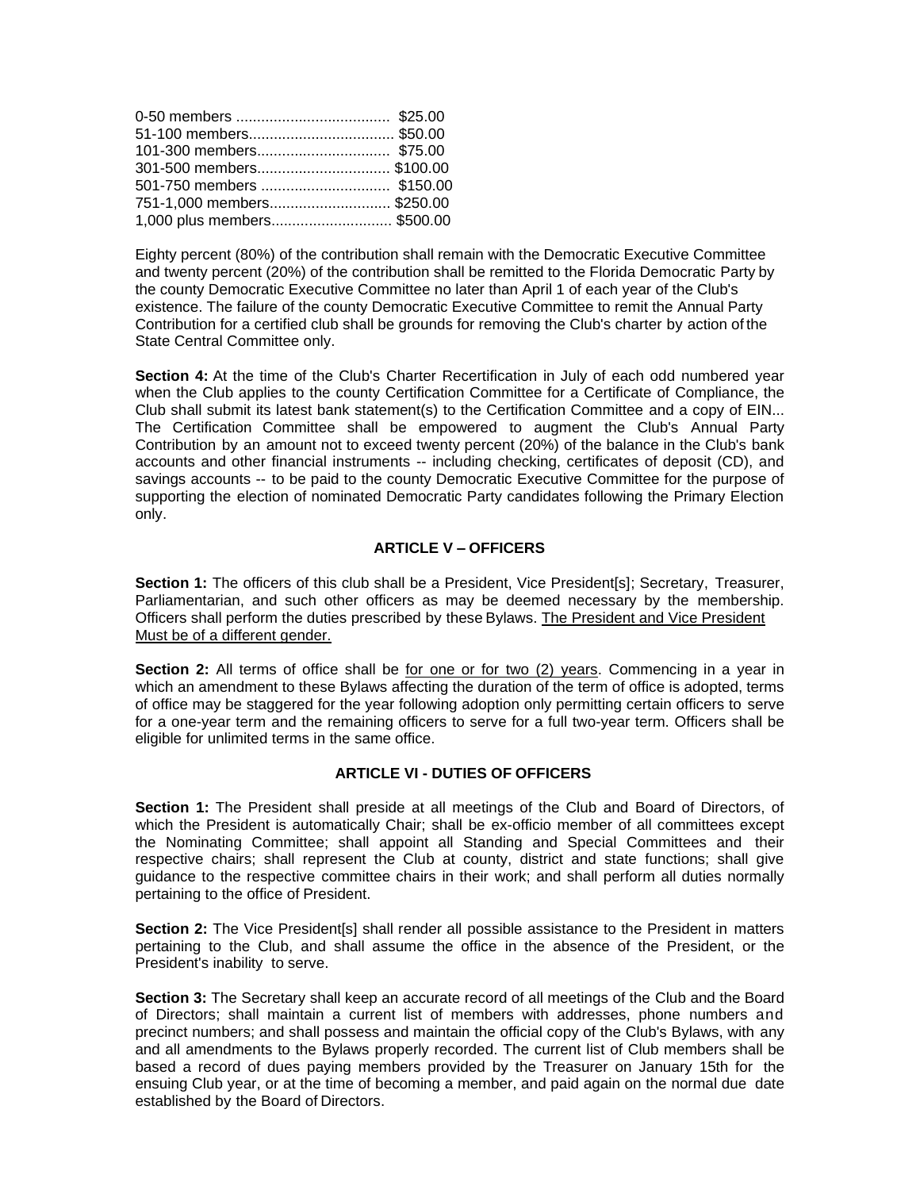0-50 members ..................................... $25.00
51-100 members................................... $50.00
101-300 members................................ $75.00
301-500 members................................ $100.00
501-750 members ............................... $150.00
751-1,000 members............................. $250.00
1,000 plus members............................. $500.00

Eighty percent (80%) of the contribution shall remain with the Democratic Executive Committee and twenty percent (20%) of the contribution shall be remitted to the Florida Democratic Party by the county Democratic Executive Committee no later than April 1 of each year of the Club's existence. The failure of the county Democratic Executive Committee to remit the Annual Party Contribution for a certified club shall be grounds for removing the Club's charter by action of the State Central Committee only.

**Section 4:** At the time of the Club's Charter Recertification in July of each odd numbered year when the Club applies to the county Certification Committee for a Certificate of Compliance, the Club shall submit its latest bank statement(s) to the Certification Committee and a copy of EIN... The Certification Committee shall be empowered to augment the Club's Annual Party Contribution by an amount not to exceed twenty percent (20%) of the balance in the Club's bank accounts and other financial instruments -- including checking, certificates of deposit (CD), and savings accounts -- to be paid to the county Democratic Executive Committee for the purpose of supporting the election of nominated Democratic Party candidates following the Primary Election only.

### ARTICLE V – OFFICERS

**Section 1:** The officers of this club shall be a President, Vice President[s]; Secretary, Treasurer, Parliamentarian, and such other officers as may be deemed necessary by the membership. Officers shall perform the duties prescribed by these Bylaws. <u>The President and Vice President Must be of a different gender.</u>

**Section 2:** All terms of office shall be <u>for one or for two (2) years</u>. Commencing in a year in which an amendment to these Bylaws affecting the duration of the term of office is adopted, terms of office may be staggered for the year following adoption only permitting certain officers to serve for a one-year term and the remaining officers to serve for a full two-year term. Officers shall be eligible for unlimited terms in the same office.

### ARTICLE VI - DUTIES OF OFFICERS

**Section 1:** The President shall preside at all meetings of the Club and Board of Directors, of which the President is automatically Chair; shall be ex-officio member of all committees except the Nominating Committee; shall appoint all Standing and Special Committees and their respective chairs; shall represent the Club at county, district and state functions; shall give guidance to the respective committee chairs in their work; and shall perform all duties normally pertaining to the office of President.

**Section 2:** The Vice President[s] shall render all possible assistance to the President in matters pertaining to the Club, and shall assume the office in the absence of the President, or the President's inability to serve.

**Section 3:** The Secretary shall keep an accurate record of all meetings of the Club and the Board of Directors; shall maintain a current list of members with addresses, phone numbers and precinct numbers; and shall possess and maintain the official copy of the Club's Bylaws, with any and all amendments to the Bylaws properly recorded. The current list of Club members shall be based a record of dues paying members provided by the Treasurer on January 15th for the ensuing Club year, or at the time of becoming a member, and paid again on the normal due date established by the Board of Directors.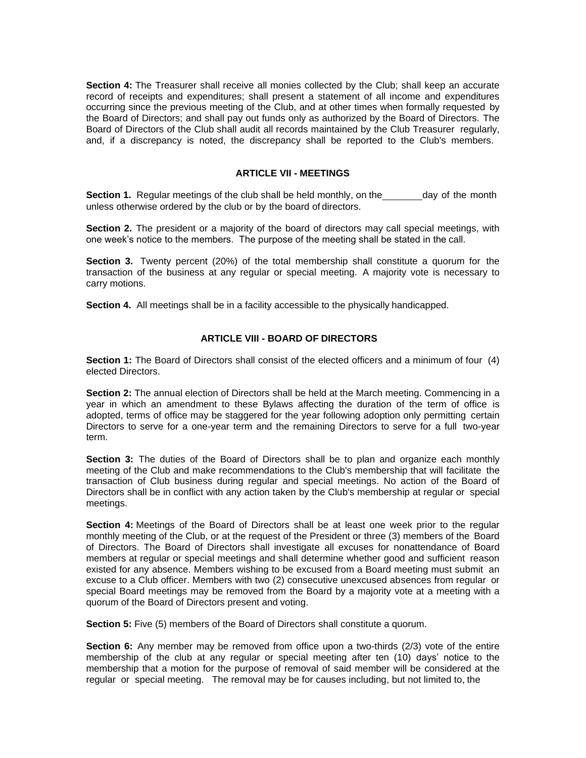**Section 4:** The Treasurer shall receive all monies collected by the Club; shall keep an accurate record of receipts and expenditures; shall present a statement of all income and expenditures occurring since the previous meeting of the Club, and at other times when formally requested by the Board of Directors; and shall pay out funds only as authorized by the Board of Directors. The Board of Directors of the Club shall audit all records maintained by the Club Treasurer regularly, and, if a discrepancy is noted, the discrepancy shall be reported to the Club's members.

## ARTICLE VII - MEETINGS

**Section 1.** Regular meetings of the club shall be held monthly, on the ________ day of the month unless otherwise ordered by the club or by the board of directors.

**Section 2.** The president or a majority of the board of directors may call special meetings, with one week's notice to the members. The purpose of the meeting shall be stated in the call.

**Section 3.** Twenty percent (20%) of the total membership shall constitute a quorum for the transaction of the business at any regular or special meeting. A majority vote is necessary to carry motions.

**Section 4.** All meetings shall be in a facility accessible to the physically handicapped.

## ARTICLE VIII - BOARD OF DIRECTORS

**Section 1:** The Board of Directors shall consist of the elected officers and a minimum of four (4) elected Directors.

**Section 2:** The annual election of Directors shall be held at the March meeting. Commencing in a year in which an amendment to these Bylaws affecting the duration of the term of office is adopted, terms of office may be staggered for the year following adoption only permitting certain Directors to serve for a one-year term and the remaining Directors to serve for a full two-year term.

**Section 3:** The duties of the Board of Directors shall be to plan and organize each monthly meeting of the Club and make recommendations to the Club's membership that will facilitate the transaction of Club business during regular and special meetings. No action of the Board of Directors shall be in conflict with any action taken by the Club's membership at regular or special meetings.

**Section 4:** Meetings of the Board of Directors shall be at least one week prior to the regular monthly meeting of the Club, or at the request of the President or three (3) members of the Board of Directors. The Board of Directors shall investigate all excuses for nonattendance of Board members at regular or special meetings and shall determine whether good and sufficient reason existed for any absence. Members wishing to be excused from a Board meeting must submit an excuse to a Club officer. Members with two (2) consecutive unexcused absences from regular or special Board meetings may be removed from the Board by a majority vote at a meeting with a quorum of the Board of Directors present and voting.

**Section 5:** Five (5) members of the Board of Directors shall constitute a quorum.

**Section 6:** Any member may be removed from office upon a two-thirds (2/3) vote of the entire membership of the club at any regular or special meeting after ten (10) days' notice to the membership that a motion for the purpose of removal of said member will be considered at the regular or special meeting. The removal may be for causes including, but not limited to, the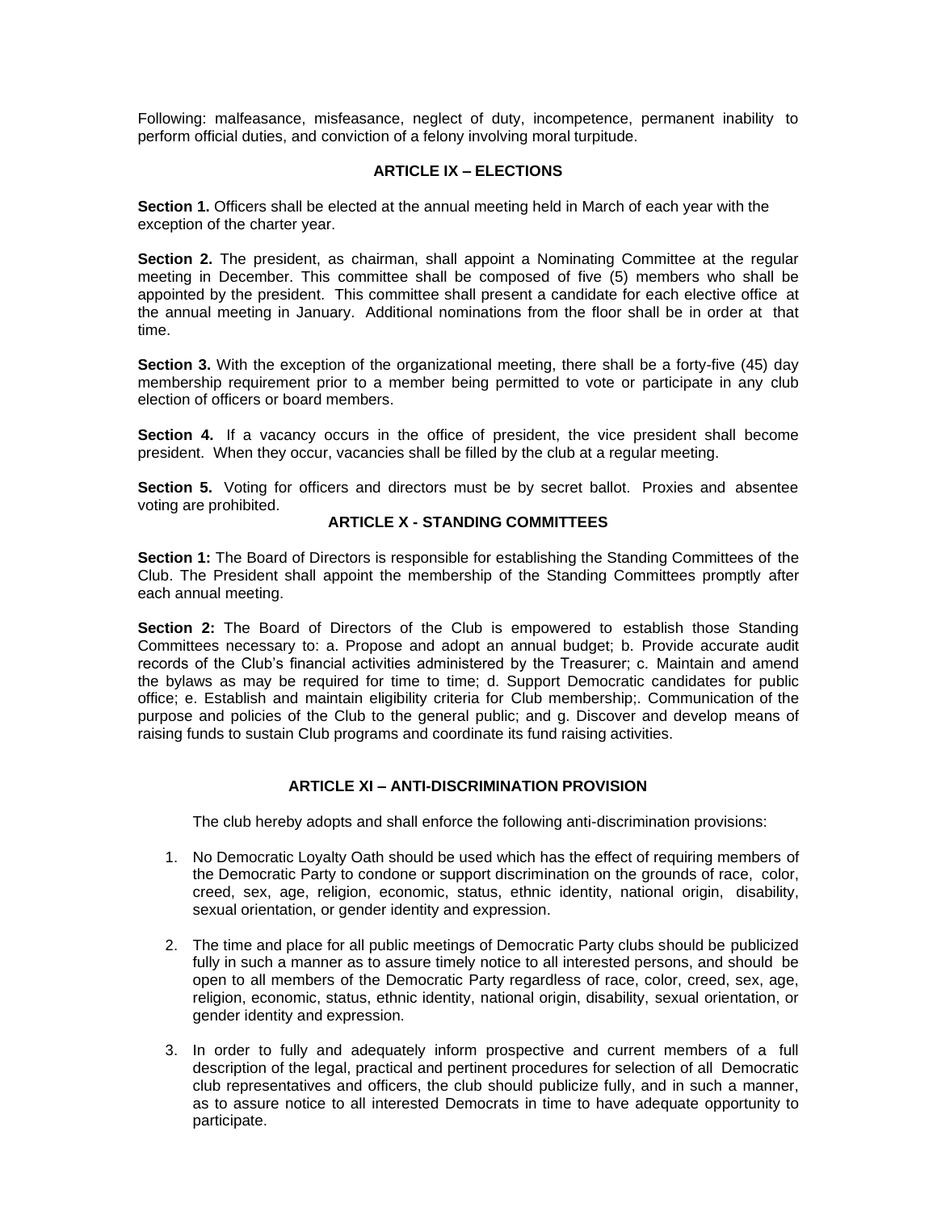Following: malfeasance, misfeasance, neglect of duty, incompetence, permanent inability to perform official duties, and conviction of a felony involving moral turpitude.

### ARTICLE IX – ELECTIONS

**Section 1.** Officers shall be elected at the annual meeting held in March of each year with the exception of the charter year.

**Section 2.** The president, as chairman, shall appoint a Nominating Committee at the regular meeting in December. This committee shall be composed of five (5) members who shall be appointed by the president. This committee shall present a candidate for each elective office at the annual meeting in January. Additional nominations from the floor shall be in order at that time.

**Section 3.** With the exception of the organizational meeting, there shall be a forty-five (45) day membership requirement prior to a member being permitted to vote or participate in any club election of officers or board members.

**Section 4.** If a vacancy occurs in the office of president, the vice president shall become president. When they occur, vacancies shall be filled by the club at a regular meeting.

**Section 5.** Voting for officers and directors must be by secret ballot. Proxies and absentee voting are prohibited.

### ARTICLE X - STANDING COMMITTEES

**Section 1:** The Board of Directors is responsible for establishing the Standing Committees of the Club. The President shall appoint the membership of the Standing Committees promptly after each annual meeting.

**Section 2:** The Board of Directors of the Club is empowered to establish those Standing Committees necessary to: a. Propose and adopt an annual budget; b. Provide accurate audit records of the Club's financial activities administered by the Treasurer; c. Maintain and amend the bylaws as may be required for time to time; d. Support Democratic candidates for public office; e. Establish and maintain eligibility criteria for Club membership;. Communication of the purpose and policies of the Club to the general public; and g. Discover and develop means of raising funds to sustain Club programs and coordinate its fund raising activities.

### ARTICLE XI – ANTI-DISCRIMINATION PROVISION

The club hereby adopts and shall enforce the following anti-discrimination provisions:

1. No Democratic Loyalty Oath should be used which has the effect of requiring members of the Democratic Party to condone or support discrimination on the grounds of race, color, creed, sex, age, religion, economic, status, ethnic identity, national origin, disability, sexual orientation, or gender identity and expression.

2. The time and place for all public meetings of Democratic Party clubs should be publicized fully in such a manner as to assure timely notice to all interested persons, and should be open to all members of the Democratic Party regardless of race, color, creed, sex, age, religion, economic, status, ethnic identity, national origin, disability, sexual orientation, or gender identity and expression.

3. In order to fully and adequately inform prospective and current members of a full description of the legal, practical and pertinent procedures for selection of all Democratic club representatives and officers, the club should publicize fully, and in such a manner, as to assure notice to all interested Democrats in time to have adequate opportunity to participate.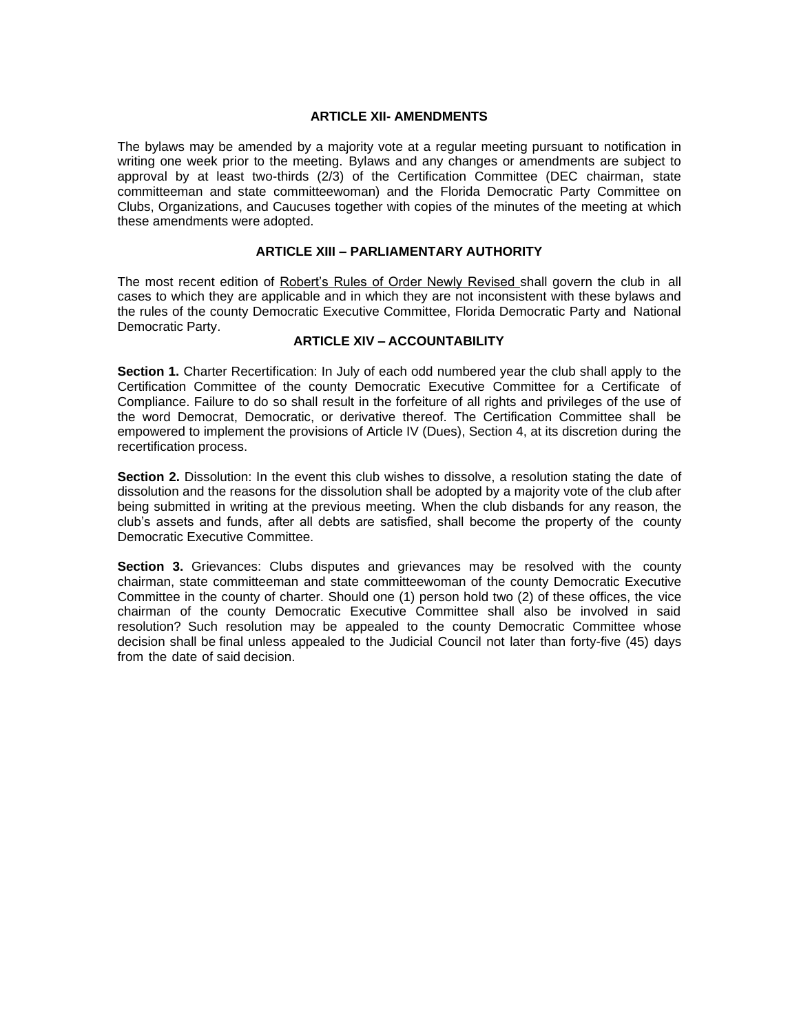## ARTICLE XII- AMENDMENTS

The bylaws may be amended by a majority vote at a regular meeting pursuant to notification in writing one week prior to the meeting. Bylaws and any changes or amendments are subject to approval by at least two-thirds (2/3) of the Certification Committee (DEC chairman, state committeeman and state committeewoman) and the Florida Democratic Party Committee on Clubs, Organizations, and Caucuses together with copies of the minutes of the meeting at which these amendments were adopted.

## ARTICLE XIII – PARLIAMENTARY AUTHORITY

The most recent edition of <u>Robert's Rules of Order Newly Revised</u> shall govern the club in all cases to which they are applicable and in which they are not inconsistent with these bylaws and the rules of the county Democratic Executive Committee, Florida Democratic Party and National Democratic Party.

## ARTICLE XIV – ACCOUNTABILITY

**Section 1.** Charter Recertification: In July of each odd numbered year the club shall apply to the Certification Committee of the county Democratic Executive Committee for a Certificate of Compliance. Failure to do so shall result in the forfeiture of all rights and privileges of the use of the word Democrat, Democratic, or derivative thereof. The Certification Committee shall be empowered to implement the provisions of Article IV (Dues), Section 4, at its discretion during the recertification process.

**Section 2.** Dissolution: In the event this club wishes to dissolve, a resolution stating the date of dissolution and the reasons for the dissolution shall be adopted by a majority vote of the club after being submitted in writing at the previous meeting. When the club disbands for any reason, the club's assets and funds, after all debts are satisfied, shall become the property of the county Democratic Executive Committee.

**Section 3.** Grievances: Clubs disputes and grievances may be resolved with the county chairman, state committeeman and state committeewoman of the county Democratic Executive Committee in the county of charter. Should one (1) person hold two (2) of these offices, the vice chairman of the county Democratic Executive Committee shall also be involved in said resolution? Such resolution may be appealed to the county Democratic Committee whose decision shall be final unless appealed to the Judicial Council not later than forty-five (45) days from the date of said decision.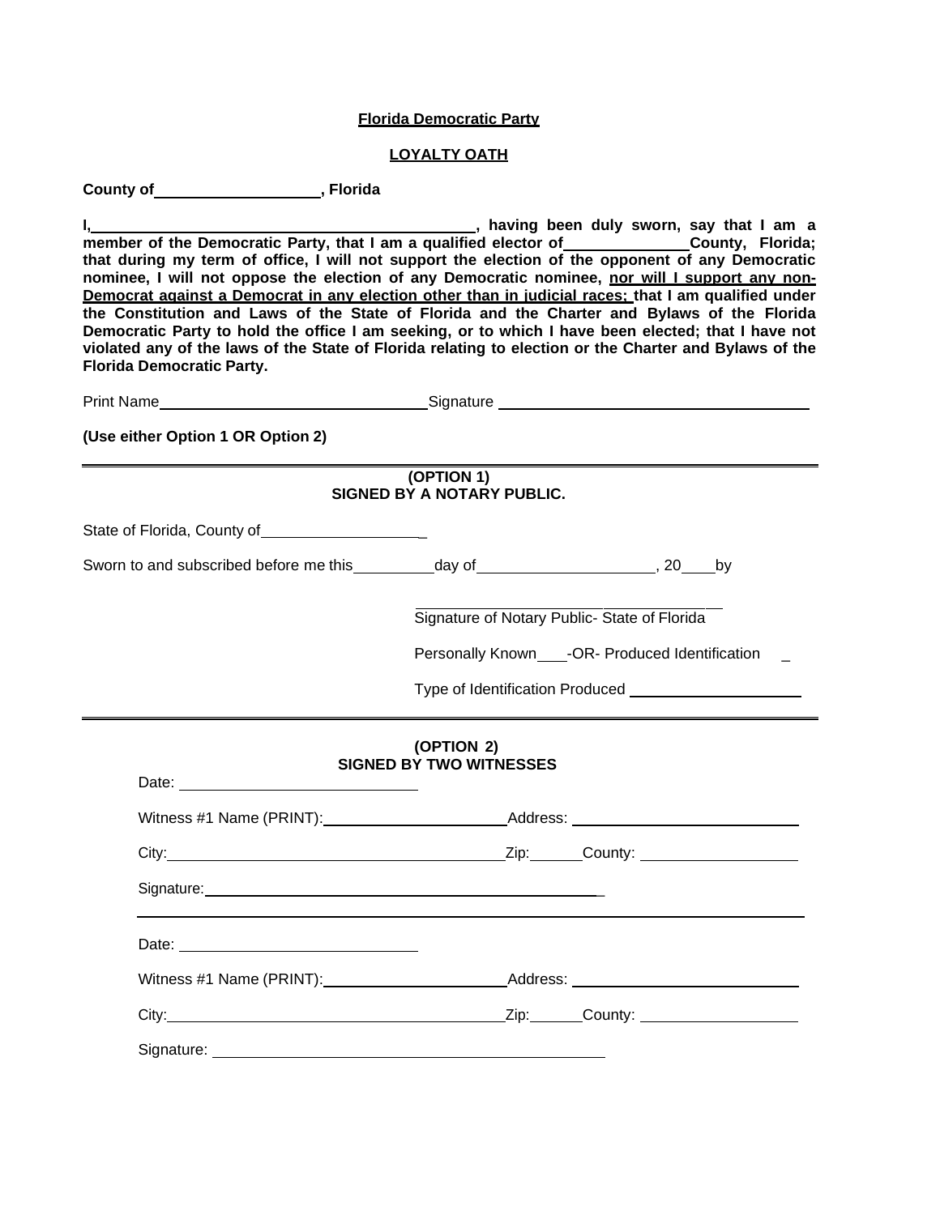**Florida Democratic Party**

**LOYALTY OATH**

**County of\_\_\_\_\_\_\_\_\_\_\_\_\_\_\_\_\_\_\_\_, Florida**

**I,\_\_\_\_\_\_\_\_\_\_\_\_\_\_\_\_\_\_\_\_\_\_\_\_\_\_\_\_\_\_\_\_\_\_\_\_\_\_\_\_\_\_\_\_\_\_, having been duly sworn, say that I am a member of the Democratic Party, that I am a qualified elector of\_\_\_\_\_\_\_\_\_\_\_\_\_\_\_\_County, Florida; that during my term of office, I will not support the election of the opponent of any Democratic nominee, I will not oppose the election of any Democratic nominee, <u>nor will I support any non-Democrat against a Democrat in any election other than in judicial races;</u> that I am qualified under the Constitution and Laws of the State of Florida and the Charter and Bylaws of the Florida Democratic Party to hold the office I am seeking, or to which I have been elected; that I have not violated any of the laws of the State of Florida relating to election or the Charter and Bylaws of the Florida Democratic Party.**

Print Name\_\_\_\_\_\_\_\_\_\_\_\_\_\_\_\_\_\_\_\_\_\_\_\_\_\_\_\_\_\_\_\_\_\_ Signature \_\_\_\_\_\_\_\_\_\_\_\_\_\_\_\_\_\_\_\_\_\_\_\_\_\_\_\_\_\_\_\_\_\_\_\_\_\_

**(Use either Option 1 OR Option 2)**

---

**(OPTION 1)**
**SIGNED BY A NOTARY PUBLIC.**

State of Florida, County of\_\_\_\_\_\_\_\_\_\_\_\_\_\_\_\_\_\_\_\_\_

Sworn to and subscribed before me this\_\_\_\_\_\_\_\_\_\_day of\_\_\_\_\_\_\_\_\_\_\_\_\_\_\_\_\_\_\_\_\_\_, 20\_\_\_\_by

\_\_\_\_\_\_\_\_\_\_\_\_\_\_\_\_\_\_\_\_\_\_\_\_\_\_\_\_\_\_\_\_\_\_\_\_\_\_\_
Signature of Notary Public- State of Florida

Personally Known\_\_\_\_-OR- Produced Identification \_

Type of Identification Produced \_\_\_\_\_\_\_\_\_\_\_\_\_\_\_\_\_\_\_\_\_\_

---

**(OPTION 2)**
**SIGNED BY TWO WITNESSES**

Date: \_\_\_\_\_\_\_\_\_\_\_\_\_\_\_\_\_\_\_\_\_\_\_\_\_\_\_\_\_\_

Witness #1 Name (PRINT):\_\_\_\_\_\_\_\_\_\_\_\_\_\_\_\_\_\_\_\_\_\_\_\_Address: \_\_\_\_\_\_\_\_\_\_\_\_\_\_\_\_\_\_\_\_\_\_\_\_\_\_\_\_\_\_

City:\_\_\_\_\_\_\_\_\_\_\_\_\_\_\_\_\_\_\_\_\_\_\_\_\_\_\_\_\_\_\_\_\_\_\_\_\_\_\_\_\_\_\_\_Zip:\_\_\_\_\_\_\_County: \_\_\_\_\_\_\_\_\_\_\_\_\_\_\_\_\_\_\_\_

Signature:\_\_\_\_\_\_\_\_\_\_\_\_\_\_\_\_\_\_\_\_\_\_\_\_\_\_\_\_\_\_\_\_\_\_\_\_\_\_\_\_\_\_\_\_\_\_\_\_\_\_

---

Date: \_\_\_\_\_\_\_\_\_\_\_\_\_\_\_\_\_\_\_\_\_\_\_\_\_\_\_\_\_\_

Witness #1 Name (PRINT):\_\_\_\_\_\_\_\_\_\_\_\_\_\_\_\_\_\_\_\_\_\_\_\_Address: \_\_\_\_\_\_\_\_\_\_\_\_\_\_\_\_\_\_\_\_\_\_\_\_\_\_\_\_\_\_

City:\_\_\_\_\_\_\_\_\_\_\_\_\_\_\_\_\_\_\_\_\_\_\_\_\_\_\_\_\_\_\_\_\_\_\_\_\_\_\_\_\_\_\_\_Zip:\_\_\_\_\_\_\_County: \_\_\_\_\_\_\_\_\_\_\_\_\_\_\_\_\_\_\_\_

Signature: \_\_\_\_\_\_\_\_\_\_\_\_\_\_\_\_\_\_\_\_\_\_\_\_\_\_\_\_\_\_\_\_\_\_\_\_\_\_\_\_\_\_\_\_\_\_\_\_\_\_